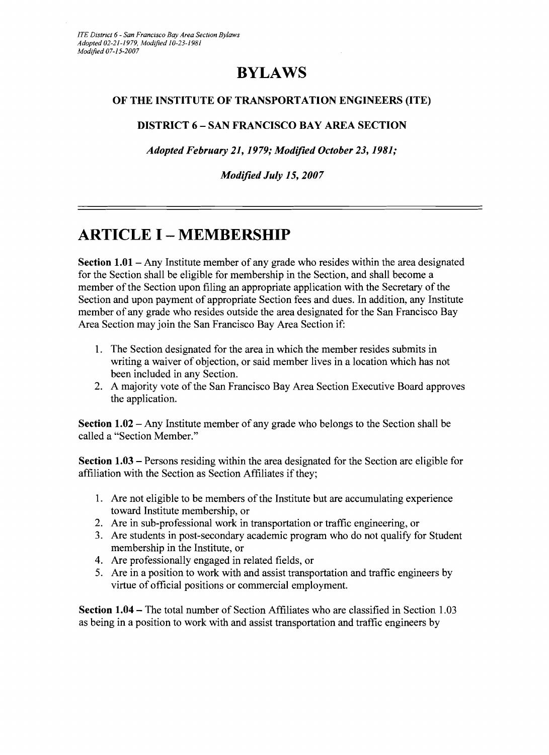# BYLAWS

### OF THE INSTITUTE OF TRANSPORTATION ENGINEERS (ITE)

### DISTRICT 6 – SAN FRANCISCO BAY AREA SECTION

***Adopted February 21, 1979; Modified October 23, 1981;***

***Modified July 15, 2007***

---

# ARTICLE I – MEMBERSHIP

**Section 1.01** – Any Institute member of any grade who resides within the area designated for the Section shall be eligible for membership in the Section, and shall become a member of the Section upon filing an appropriate application with the Secretary of the Section and upon payment of appropriate Section fees and dues. In addition, any Institute member of any grade who resides outside the area designated for the San Francisco Bay Area Section may join the San Francisco Bay Area Section if:

1. The Section designated for the area in which the member resides submits in writing a waiver of objection, or said member lives in a location which has not been included in any Section.
2. A majority vote of the San Francisco Bay Area Section Executive Board approves the application.

**Section 1.02** – Any Institute member of any grade who belongs to the Section shall be called a "Section Member."

**Section 1.03** – Persons residing within the area designated for the Section are eligible for affiliation with the Section as Section Affiliates if they;

1. Are not eligible to be members of the Institute but are accumulating experience toward Institute membership, or
2. Are in sub-professional work in transportation or traffic engineering, or
3. Are students in post-secondary academic program who do not qualify for Student membership in the Institute, or
4. Are professionally engaged in related fields, or
5. Are in a position to work with and assist transportation and traffic engineers by virtue of official positions or commercial employment.

**Section 1.04** – The total number of Section Affiliates who are classified in Section 1.03 as being in a position to work with and assist transportation and traffic engineers by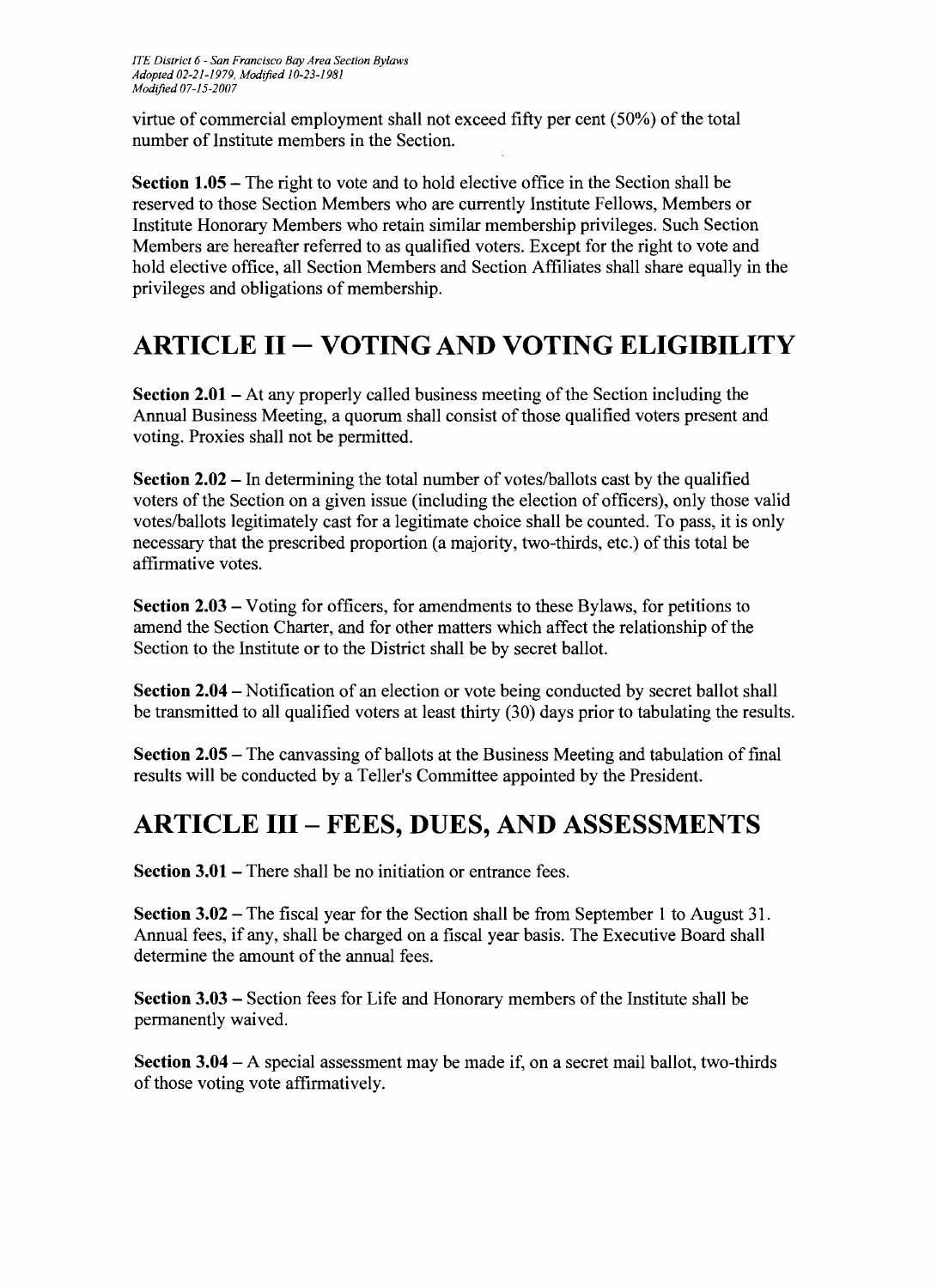virtue of commercial employment shall not exceed fifty per cent (50%) of the total number of Institute members in the Section.

**Section 1.05** – The right to vote and to hold elective office in the Section shall be reserved to those Section Members who are currently Institute Fellows, Members or Institute Honorary Members who retain similar membership privileges. Such Section Members are hereafter referred to as qualified voters. Except for the right to vote and hold elective office, all Section Members and Section Affiliates shall share equally in the privileges and obligations of membership.

# ARTICLE II – VOTING AND VOTING ELIGIBILITY

**Section 2.01** – At any properly called business meeting of the Section including the Annual Business Meeting, a quorum shall consist of those qualified voters present and voting. Proxies shall not be permitted.

**Section 2.02** – In determining the total number of votes/ballots cast by the qualified voters of the Section on a given issue (including the election of officers), only those valid votes/ballots legitimately cast for a legitimate choice shall be counted. To pass, it is only necessary that the prescribed proportion (a majority, two-thirds, etc.) of this total be affirmative votes.

**Section 2.03** – Voting for officers, for amendments to these Bylaws, for petitions to amend the Section Charter, and for other matters which affect the relationship of the Section to the Institute or to the District shall be by secret ballot.

**Section 2.04** – Notification of an election or vote being conducted by secret ballot shall be transmitted to all qualified voters at least thirty (30) days prior to tabulating the results.

**Section 2.05** – The canvassing of ballots at the Business Meeting and tabulation of final results will be conducted by a Teller's Committee appointed by the President.

# ARTICLE III – FEES, DUES, AND ASSESSMENTS

**Section 3.01** – There shall be no initiation or entrance fees.

**Section 3.02** – The fiscal year for the Section shall be from September 1 to August 31. Annual fees, if any, shall be charged on a fiscal year basis. The Executive Board shall determine the amount of the annual fees.

**Section 3.03** – Section fees for Life and Honorary members of the Institute shall be permanently waived.

**Section 3.04** – A special assessment may be made if, on a secret mail ballot, two-thirds of those voting vote affirmatively.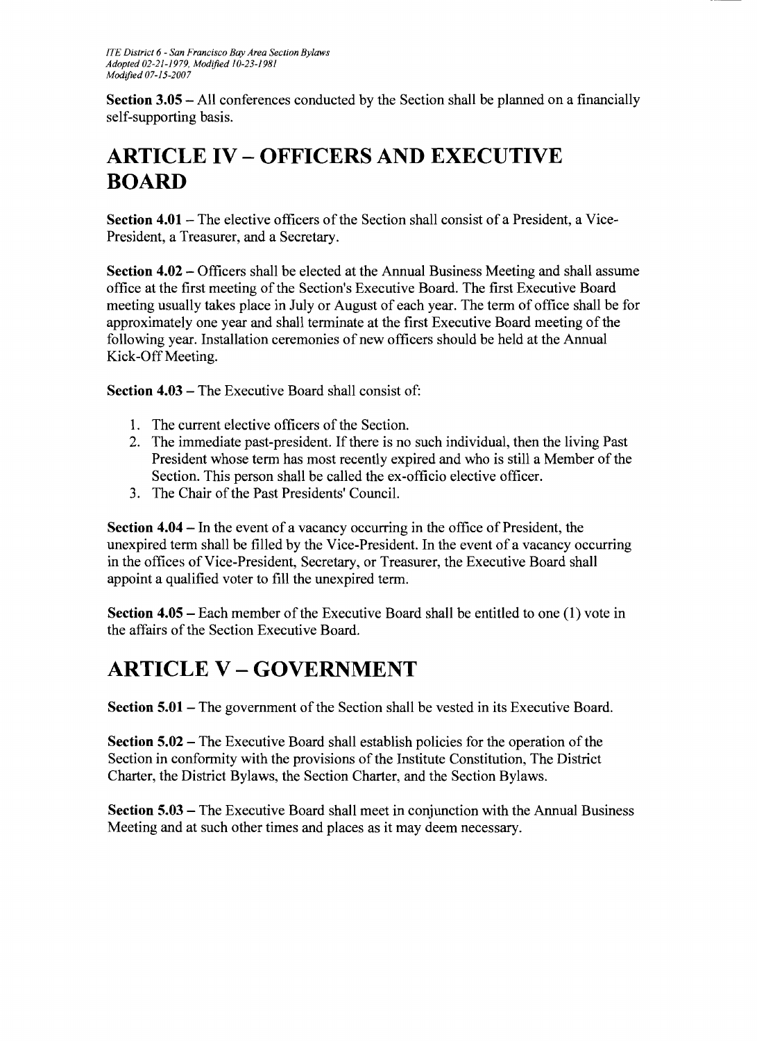**Section 3.05** – All conferences conducted by the Section shall be planned on a financially self-supporting basis.

# ARTICLE IV – OFFICERS AND EXECUTIVE BOARD

**Section 4.01** – The elective officers of the Section shall consist of a President, a Vice-President, a Treasurer, and a Secretary.

**Section 4.02** – Officers shall be elected at the Annual Business Meeting and shall assume office at the first meeting of the Section's Executive Board. The first Executive Board meeting usually takes place in July or August of each year. The term of office shall be for approximately one year and shall terminate at the first Executive Board meeting of the following year. Installation ceremonies of new officers should be held at the Annual Kick-Off Meeting.

**Section 4.03** – The Executive Board shall consist of:

1. The current elective officers of the Section.
2. The immediate past-president. If there is no such individual, then the living Past President whose term has most recently expired and who is still a Member of the Section. This person shall be called the ex-officio elective officer.
3. The Chair of the Past Presidents' Council.

**Section 4.04** – In the event of a vacancy occurring in the office of President, the unexpired term shall be filled by the Vice-President. In the event of a vacancy occurring in the offices of Vice-President, Secretary, or Treasurer, the Executive Board shall appoint a qualified voter to fill the unexpired term.

**Section 4.05** – Each member of the Executive Board shall be entitled to one (1) vote in the affairs of the Section Executive Board.

# ARTICLE V – GOVERNMENT

**Section 5.01** – The government of the Section shall be vested in its Executive Board.

**Section 5.02** – The Executive Board shall establish policies for the operation of the Section in conformity with the provisions of the Institute Constitution, The District Charter, the District Bylaws, the Section Charter, and the Section Bylaws.

**Section 5.03** – The Executive Board shall meet in conjunction with the Annual Business Meeting and at such other times and places as it may deem necessary.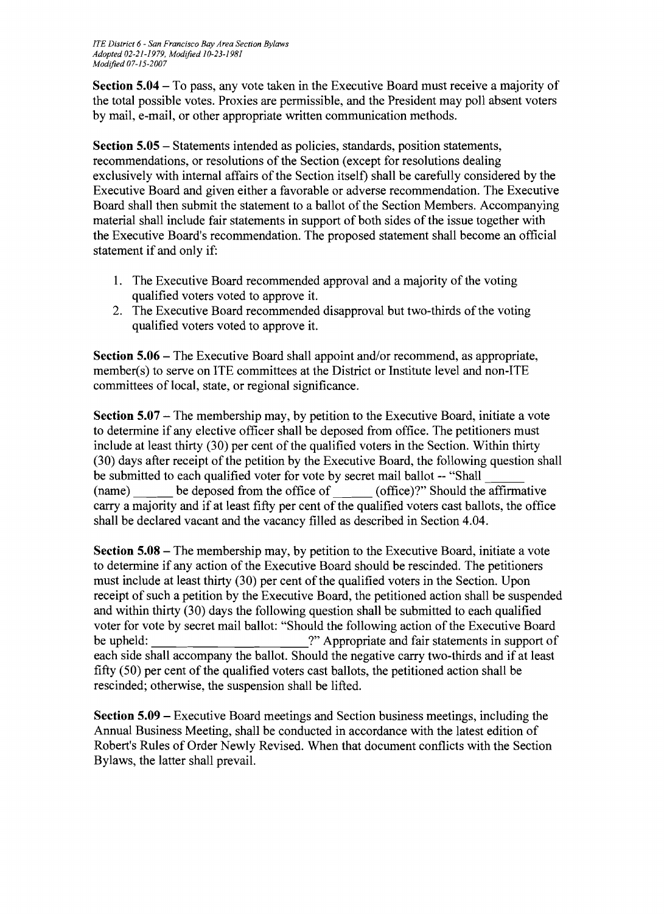**Section 5.04** – To pass, any vote taken in the Executive Board must receive a majority of the total possible votes. Proxies are permissible, and the President may poll absent voters by mail, e-mail, or other appropriate written communication methods.

**Section 5.05** – Statements intended as policies, standards, position statements, recommendations, or resolutions of the Section (except for resolutions dealing exclusively with internal affairs of the Section itself) shall be carefully considered by the Executive Board and given either a favorable or adverse recommendation. The Executive Board shall then submit the statement to a ballot of the Section Members. Accompanying material shall include fair statements in support of both sides of the issue together with the Executive Board's recommendation. The proposed statement shall become an official statement if and only if:

1. The Executive Board recommended approval and a majority of the voting qualified voters voted to approve it.
2. The Executive Board recommended disapproval but two-thirds of the voting qualified voters voted to approve it.

**Section 5.06** – The Executive Board shall appoint and/or recommend, as appropriate, member(s) to serve on ITE committees at the District or Institute level and non-ITE committees of local, state, or regional significance.

**Section 5.07** – The membership may, by petition to the Executive Board, initiate a vote to determine if any elective officer shall be deposed from office. The petitioners must include at least thirty (30) per cent of the qualified voters in the Section. Within thirty (30) days after receipt of the petition by the Executive Board, the following question shall be submitted to each qualified voter for vote by secret mail ballot -- "Shall ______ (name) ______ be deposed from the office of ______ (office)?" Should the affirmative carry a majority and if at least fifty per cent of the qualified voters cast ballots, the office shall be declared vacant and the vacancy filled as described in Section 4.04.

**Section 5.08** – The membership may, by petition to the Executive Board, initiate a vote to determine if any action of the Executive Board should be rescinded. The petitioners must include at least thirty (30) per cent of the qualified voters in the Section. Upon receipt of such a petition by the Executive Board, the petitioned action shall be suspended and within thirty (30) days the following question shall be submitted to each qualified voter for vote by secret mail ballot: "Should the following action of the Executive Board be upheld: ________________________?" Appropriate and fair statements in support of each side shall accompany the ballot. Should the negative carry two-thirds and if at least fifty (50) per cent of the qualified voters cast ballots, the petitioned action shall be rescinded; otherwise, the suspension shall be lifted.

**Section 5.09** – Executive Board meetings and Section business meetings, including the Annual Business Meeting, shall be conducted in accordance with the latest edition of Robert's Rules of Order Newly Revised. When that document conflicts with the Section Bylaws, the latter shall prevail.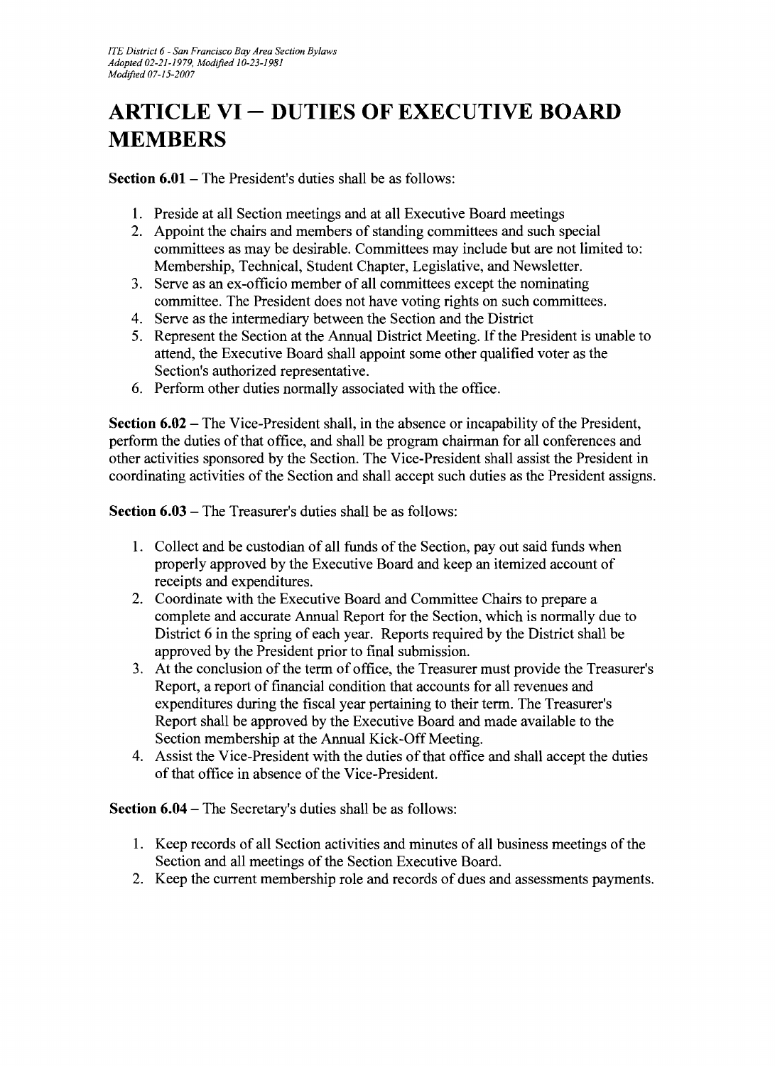# ARTICLE VI – DUTIES OF EXECUTIVE BOARD MEMBERS

**Section 6.01** – The President's duties shall be as follows:

1. Preside at all Section meetings and at all Executive Board meetings
2. Appoint the chairs and members of standing committees and such special committees as may be desirable. Committees may include but are not limited to: Membership, Technical, Student Chapter, Legislative, and Newsletter.
3. Serve as an ex-officio member of all committees except the nominating committee. The President does not have voting rights on such committees.
4. Serve as the intermediary between the Section and the District
5. Represent the Section at the Annual District Meeting. If the President is unable to attend, the Executive Board shall appoint some other qualified voter as the Section's authorized representative.
6. Perform other duties normally associated with the office.

**Section 6.02** – The Vice-President shall, in the absence or incapability of the President, perform the duties of that office, and shall be program chairman for all conferences and other activities sponsored by the Section. The Vice-President shall assist the President in coordinating activities of the Section and shall accept such duties as the President assigns.

**Section 6.03** – The Treasurer's duties shall be as follows:

1. Collect and be custodian of all funds of the Section, pay out said funds when properly approved by the Executive Board and keep an itemized account of receipts and expenditures.
2. Coordinate with the Executive Board and Committee Chairs to prepare a complete and accurate Annual Report for the Section, which is normally due to District 6 in the spring of each year. Reports required by the District shall be approved by the President prior to final submission.
3. At the conclusion of the term of office, the Treasurer must provide the Treasurer's Report, a report of financial condition that accounts for all revenues and expenditures during the fiscal year pertaining to their term. The Treasurer's Report shall be approved by the Executive Board and made available to the Section membership at the Annual Kick-Off Meeting.
4. Assist the Vice-President with the duties of that office and shall accept the duties of that office in absence of the Vice-President.

**Section 6.04** – The Secretary's duties shall be as follows:

1. Keep records of all Section activities and minutes of all business meetings of the Section and all meetings of the Section Executive Board.
2. Keep the current membership role and records of dues and assessments payments.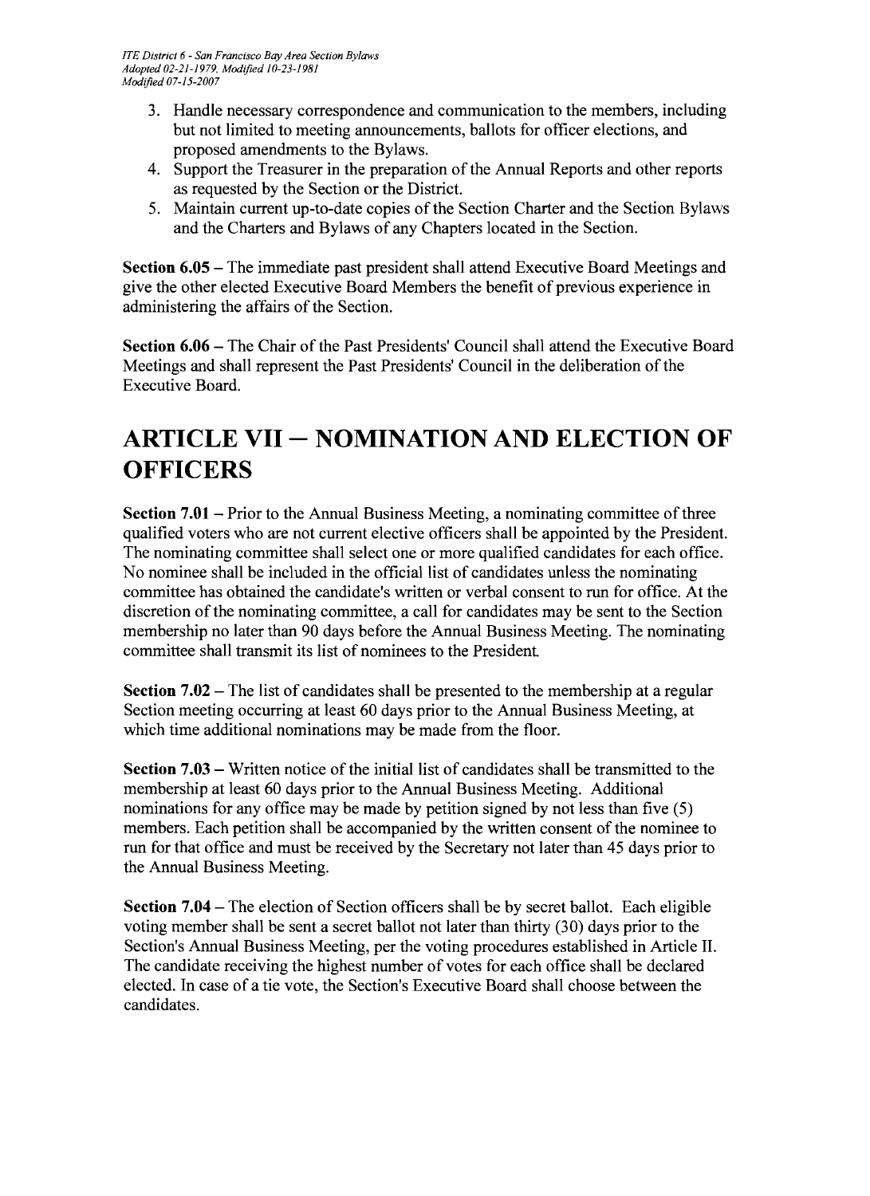3. Handle necessary correspondence and communication to the members, including but not limited to meeting announcements, ballots for officer elections, and proposed amendments to the Bylaws.
4. Support the Treasurer in the preparation of the Annual Reports and other reports as requested by the Section or the District.
5. Maintain current up-to-date copies of the Section Charter and the Section Bylaws and the Charters and Bylaws of any Chapters located in the Section.

**Section 6.05** – The immediate past president shall attend Executive Board Meetings and give the other elected Executive Board Members the benefit of previous experience in administering the affairs of the Section.

**Section 6.06** – The Chair of the Past Presidents' Council shall attend the Executive Board Meetings and shall represent the Past Presidents' Council in the deliberation of the Executive Board.

# ARTICLE VII – NOMINATION AND ELECTION OF OFFICERS

**Section 7.01** – Prior to the Annual Business Meeting, a nominating committee of three qualified voters who are not current elective officers shall be appointed by the President. The nominating committee shall select one or more qualified candidates for each office. No nominee shall be included in the official list of candidates unless the nominating committee has obtained the candidate's written or verbal consent to run for office. At the discretion of the nominating committee, a call for candidates may be sent to the Section membership no later than 90 days before the Annual Business Meeting. The nominating committee shall transmit its list of nominees to the President.

**Section 7.02** – The list of candidates shall be presented to the membership at a regular Section meeting occurring at least 60 days prior to the Annual Business Meeting, at which time additional nominations may be made from the floor.

**Section 7.03** – Written notice of the initial list of candidates shall be transmitted to the membership at least 60 days prior to the Annual Business Meeting. Additional nominations for any office may be made by petition signed by not less than five (5) members. Each petition shall be accompanied by the written consent of the nominee to run for that office and must be received by the Secretary not later than 45 days prior to the Annual Business Meeting.

**Section 7.04** – The election of Section officers shall be by secret ballot. Each eligible voting member shall be sent a secret ballot not later than thirty (30) days prior to the Section's Annual Business Meeting, per the voting procedures established in Article II. The candidate receiving the highest number of votes for each office shall be declared elected. In case of a tie vote, the Section's Executive Board shall choose between the candidates.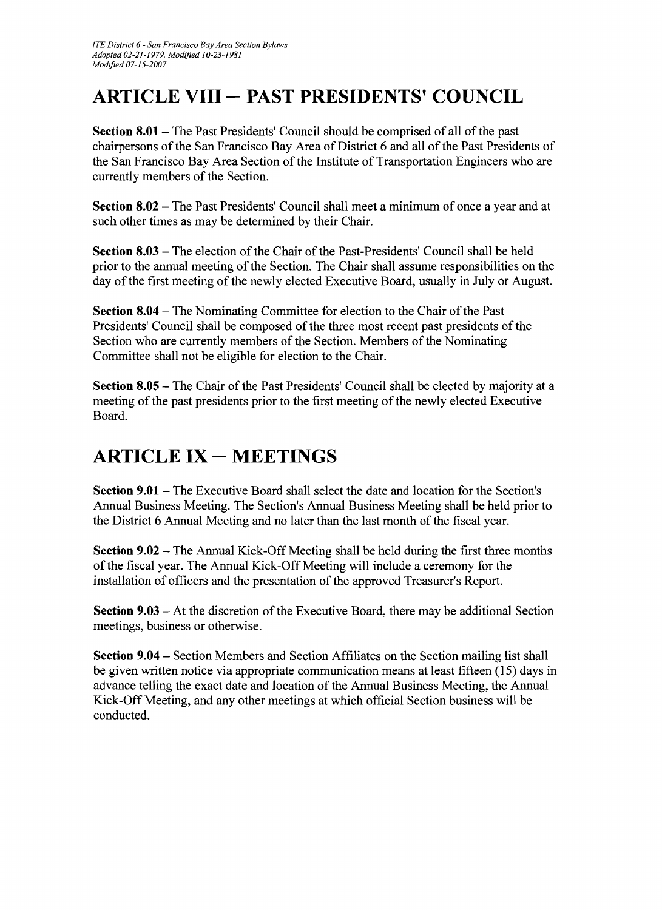# ARTICLE VIII – PAST PRESIDENTS' COUNCIL

**Section 8.01** – The Past Presidents' Council should be comprised of all of the past chairpersons of the San Francisco Bay Area of District 6 and all of the Past Presidents of the San Francisco Bay Area Section of the Institute of Transportation Engineers who are currently members of the Section.

**Section 8.02** – The Past Presidents' Council shall meet a minimum of once a year and at such other times as may be determined by their Chair.

**Section 8.03** – The election of the Chair of the Past-Presidents' Council shall be held prior to the annual meeting of the Section. The Chair shall assume responsibilities on the day of the first meeting of the newly elected Executive Board, usually in July or August.

**Section 8.04** – The Nominating Committee for election to the Chair of the Past Presidents' Council shall be composed of the three most recent past presidents of the Section who are currently members of the Section. Members of the Nominating Committee shall not be eligible for election to the Chair.

**Section 8.05** – The Chair of the Past Presidents' Council shall be elected by majority at a meeting of the past presidents prior to the first meeting of the newly elected Executive Board.

# ARTICLE IX – MEETINGS

**Section 9.01** – The Executive Board shall select the date and location for the Section's Annual Business Meeting. The Section's Annual Business Meeting shall be held prior to the District 6 Annual Meeting and no later than the last month of the fiscal year.

**Section 9.02** – The Annual Kick-Off Meeting shall be held during the first three months of the fiscal year. The Annual Kick-Off Meeting will include a ceremony for the installation of officers and the presentation of the approved Treasurer's Report.

**Section 9.03** – At the discretion of the Executive Board, there may be additional Section meetings, business or otherwise.

**Section 9.04** – Section Members and Section Affiliates on the Section mailing list shall be given written notice via appropriate communication means at least fifteen (15) days in advance telling the exact date and location of the Annual Business Meeting, the Annual Kick-Off Meeting, and any other meetings at which official Section business will be conducted.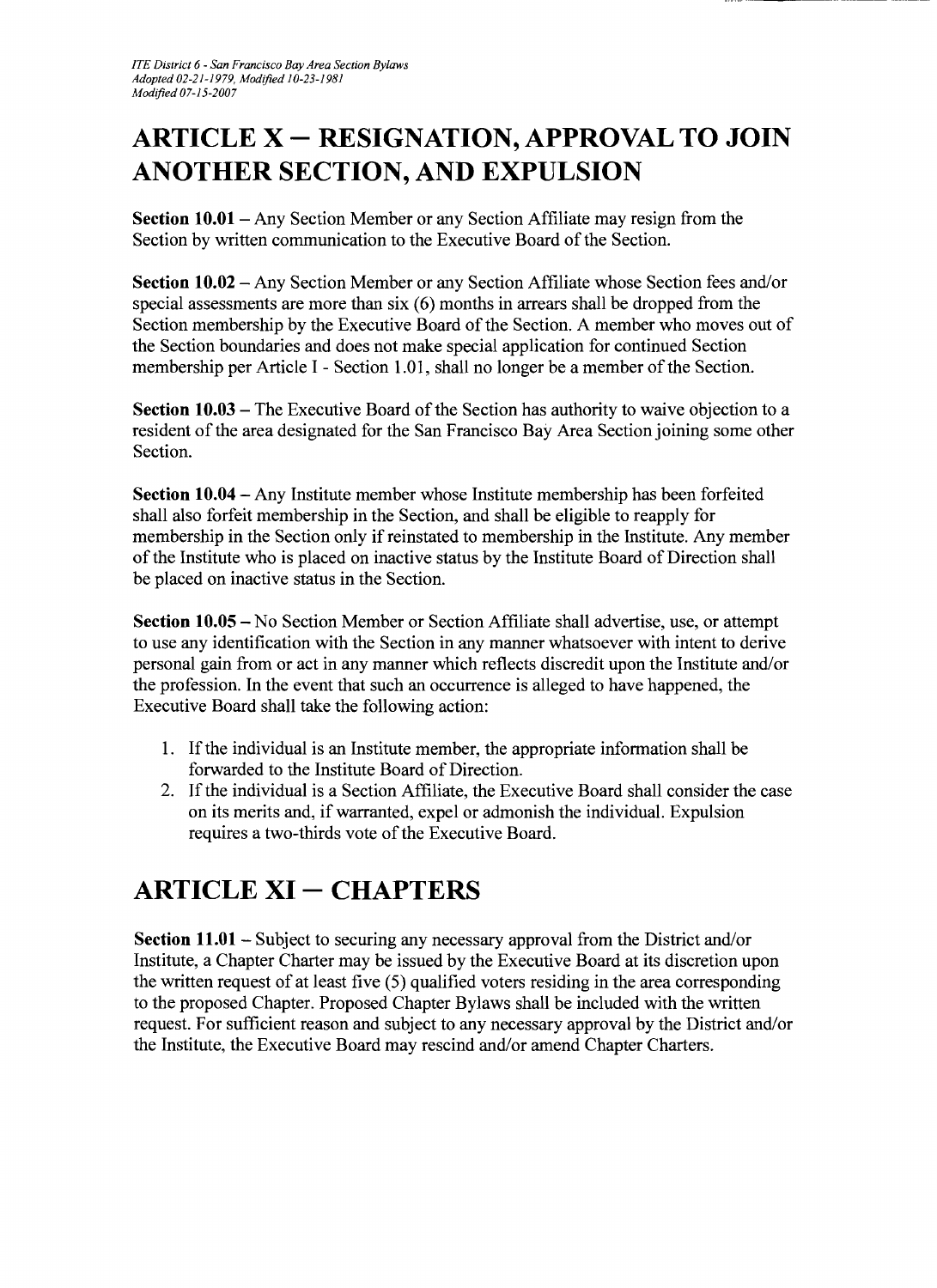# ARTICLE X – RESIGNATION, APPROVAL TO JOIN ANOTHER SECTION, AND EXPULSION

**Section 10.01** – Any Section Member or any Section Affiliate may resign from the Section by written communication to the Executive Board of the Section.

**Section 10.02** – Any Section Member or any Section Affiliate whose Section fees and/or special assessments are more than six (6) months in arrears shall be dropped from the Section membership by the Executive Board of the Section. A member who moves out of the Section boundaries and does not make special application for continued Section membership per Article I - Section 1.01, shall no longer be a member of the Section.

**Section 10.03** – The Executive Board of the Section has authority to waive objection to a resident of the area designated for the San Francisco Bay Area Section joining some other Section.

**Section 10.04** – Any Institute member whose Institute membership has been forfeited shall also forfeit membership in the Section, and shall be eligible to reapply for membership in the Section only if reinstated to membership in the Institute. Any member of the Institute who is placed on inactive status by the Institute Board of Direction shall be placed on inactive status in the Section.

**Section 10.05** – No Section Member or Section Affiliate shall advertise, use, or attempt to use any identification with the Section in any manner whatsoever with intent to derive personal gain from or act in any manner which reflects discredit upon the Institute and/or the profession. In the event that such an occurrence is alleged to have happened, the Executive Board shall take the following action:

1. If the individual is an Institute member, the appropriate information shall be forwarded to the Institute Board of Direction.
2. If the individual is a Section Affiliate, the Executive Board shall consider the case on its merits and, if warranted, expel or admonish the individual. Expulsion requires a two-thirds vote of the Executive Board.

# ARTICLE XI – CHAPTERS

**Section 11.01** – Subject to securing any necessary approval from the District and/or Institute, a Chapter Charter may be issued by the Executive Board at its discretion upon the written request of at least five (5) qualified voters residing in the area corresponding to the proposed Chapter. Proposed Chapter Bylaws shall be included with the written request. For sufficient reason and subject to any necessary approval by the District and/or the Institute, the Executive Board may rescind and/or amend Chapter Charters.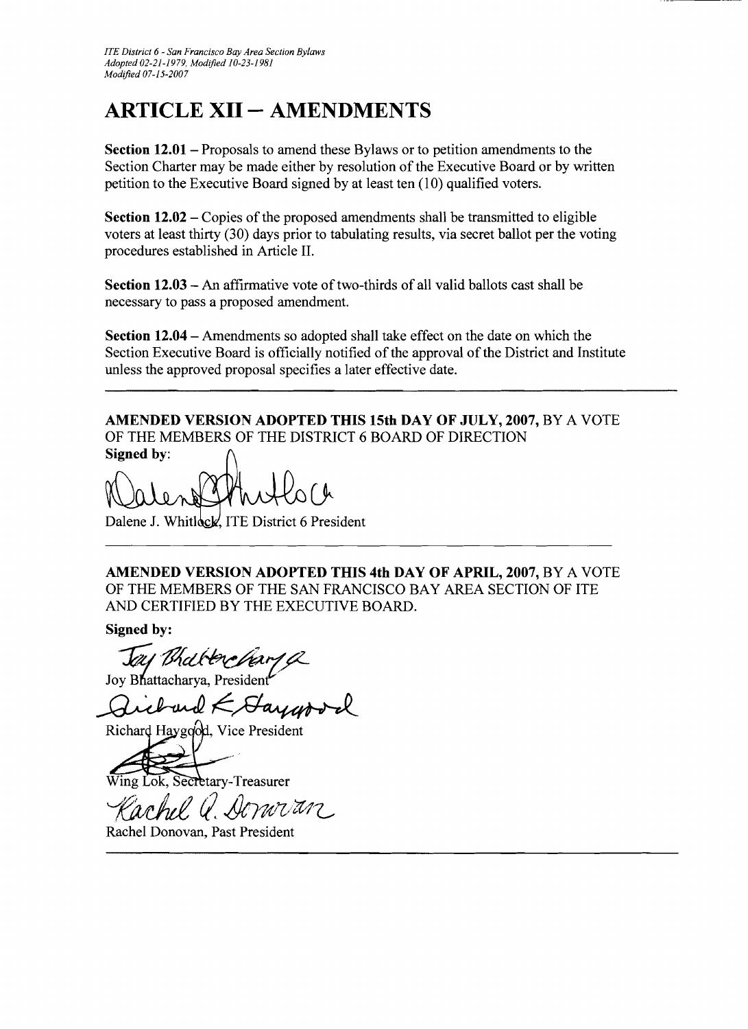# ARTICLE XII – AMENDMENTS

**Section 12.01** – Proposals to amend these Bylaws or to petition amendments to the Section Charter may be made either by resolution of the Executive Board or by written petition to the Executive Board signed by at least ten (10) qualified voters.

**Section 12.02** – Copies of the proposed amendments shall be transmitted to eligible voters at least thirty (30) days prior to tabulating results, via secret ballot per the voting procedures established in Article II.

**Section 12.03** – An affirmative vote of two-thirds of all valid ballots cast shall be necessary to pass a proposed amendment.

**Section 12.04** – Amendments so adopted shall take effect on the date on which the Section Executive Board is officially notified of the approval of the District and Institute unless the approved proposal specifies a later effective date.

---

**AMENDED VERSION ADOPTED THIS 15th DAY OF JULY, 2007,** BY A VOTE OF THE MEMBERS OF THE DISTRICT 6 BOARD OF DIRECTION

**Signed by:**

Dalene J. Whitlock, ITE District 6 President

---

**AMENDED VERSION ADOPTED THIS 4th DAY OF APRIL, 2007,** BY A VOTE OF THE MEMBERS OF THE SAN FRANCISCO BAY AREA SECTION OF ITE AND CERTIFIED BY THE EXECUTIVE BOARD.

**Signed by:**

Joy Bhattacharya, President

Richard Haygood, Vice President

Wing Lok, Secretary-Treasurer

Rachel Donovan, Past President

---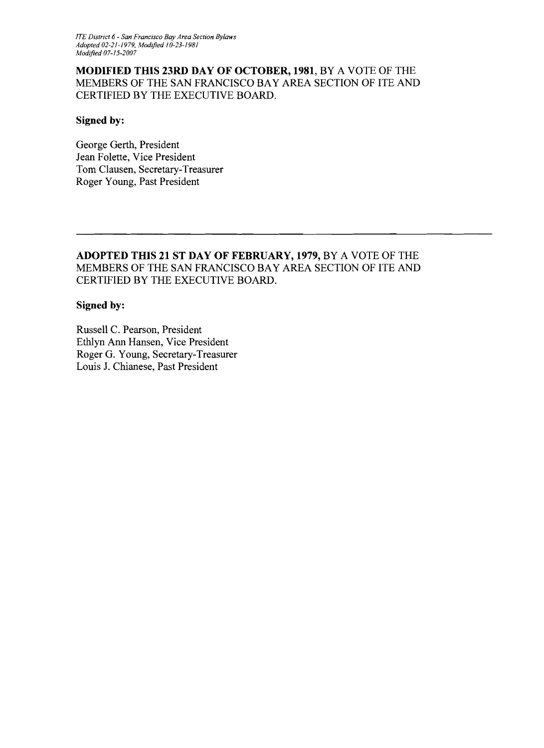**MODIFIED THIS 23RD DAY OF OCTOBER, 1981**, BY A VOTE OF THE MEMBERS OF THE SAN FRANCISCO BAY AREA SECTION OF ITE AND CERTIFIED BY THE EXECUTIVE BOARD.

**Signed by:**

George Gerth, President
Jean Folette, Vice President
Tom Clausen, Secretary-Treasurer
Roger Young, Past President

---

**ADOPTED THIS 21 ST DAY OF FEBRUARY, 1979**, BY A VOTE OF THE MEMBERS OF THE SAN FRANCISCO BAY AREA SECTION OF ITE AND CERTIFIED BY THE EXECUTIVE BOARD.

**Signed by:**

Russell C. Pearson, President
Ethlyn Ann Hansen, Vice President
Roger G. Young, Secretary-Treasurer
Louis J. Chianese, Past President